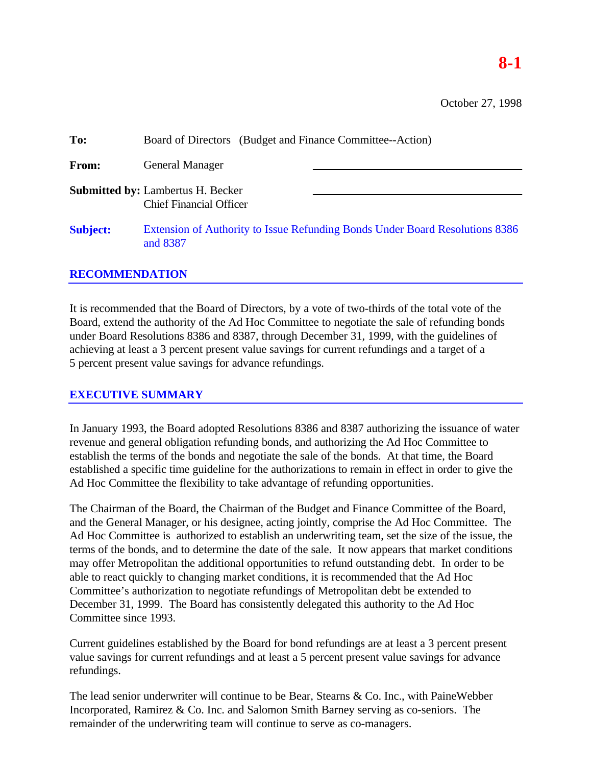# 8-1

October 27, 1998

**To:** Board of Directors (Budget and Finance Committee--Action)

**From:** General Manager

**Submitted by:** Lambertus H. Becker
Chief Financial Officer

**Subject:** Extension of Authority to Issue Refunding Bonds Under Board Resolutions 8386 and 8387

## RECOMMENDATION

It is recommended that the Board of Directors, by a vote of two-thirds of the total vote of the Board, extend the authority of the Ad Hoc Committee to negotiate the sale of refunding bonds under Board Resolutions 8386 and 8387, through December 31, 1999, with the guidelines of achieving at least a 3 percent present value savings for current refundings and a target of a 5 percent present value savings for advance refundings.

## EXECUTIVE SUMMARY

In January 1993, the Board adopted Resolutions 8386 and 8387 authorizing the issuance of water revenue and general obligation refunding bonds, and authorizing the Ad Hoc Committee to establish the terms of the bonds and negotiate the sale of the bonds. At that time, the Board established a specific time guideline for the authorizations to remain in effect in order to give the Ad Hoc Committee the flexibility to take advantage of refunding opportunities.

The Chairman of the Board, the Chairman of the Budget and Finance Committee of the Board, and the General Manager, or his designee, acting jointly, comprise the Ad Hoc Committee. The Ad Hoc Committee is authorized to establish an underwriting team, set the size of the issue, the terms of the bonds, and to determine the date of the sale. It now appears that market conditions may offer Metropolitan the additional opportunities to refund outstanding debt. In order to be able to react quickly to changing market conditions, it is recommended that the Ad Hoc Committee's authorization to negotiate refundings of Metropolitan debt be extended to December 31, 1999. The Board has consistently delegated this authority to the Ad Hoc Committee since 1993.

Current guidelines established by the Board for bond refundings are at least a 3 percent present value savings for current refundings and at least a 5 percent present value savings for advance refundings.

The lead senior underwriter will continue to be Bear, Stearns & Co. Inc., with PaineWebber Incorporated, Ramirez & Co. Inc. and Salomon Smith Barney serving as co-seniors. The remainder of the underwriting team will continue to serve as co-managers.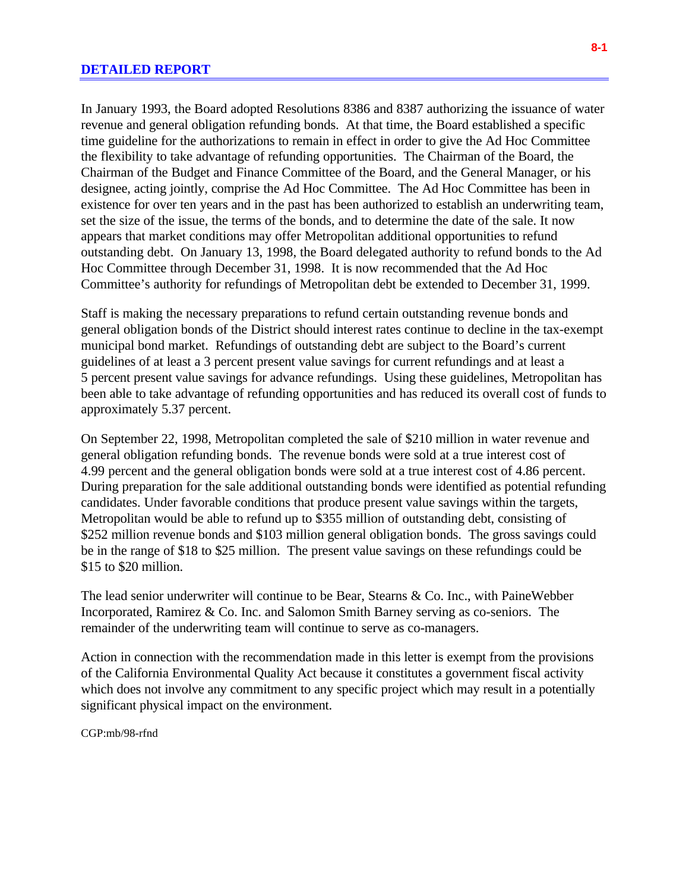## DETAILED REPORT

In January 1993, the Board adopted Resolutions 8386 and 8387 authorizing the issuance of water revenue and general obligation refunding bonds. At that time, the Board established a specific time guideline for the authorizations to remain in effect in order to give the Ad Hoc Committee the flexibility to take advantage of refunding opportunities. The Chairman of the Board, the Chairman of the Budget and Finance Committee of the Board, and the General Manager, or his designee, acting jointly, comprise the Ad Hoc Committee. The Ad Hoc Committee has been in existence for over ten years and in the past has been authorized to establish an underwriting team, set the size of the issue, the terms of the bonds, and to determine the date of the sale. It now appears that market conditions may offer Metropolitan additional opportunities to refund outstanding debt. On January 13, 1998, the Board delegated authority to refund bonds to the Ad Hoc Committee through December 31, 1998. It is now recommended that the Ad Hoc Committee's authority for refundings of Metropolitan debt be extended to December 31, 1999.

Staff is making the necessary preparations to refund certain outstanding revenue bonds and general obligation bonds of the District should interest rates continue to decline in the tax-exempt municipal bond market. Refundings of outstanding debt are subject to the Board's current guidelines of at least a 3 percent present value savings for current refundings and at least a 5 percent present value savings for advance refundings. Using these guidelines, Metropolitan has been able to take advantage of refunding opportunities and has reduced its overall cost of funds to approximately 5.37 percent.

On September 22, 1998, Metropolitan completed the sale of $210 million in water revenue and general obligation refunding bonds. The revenue bonds were sold at a true interest cost of 4.99 percent and the general obligation bonds were sold at a true interest cost of 4.86 percent. During preparation for the sale additional outstanding bonds were identified as potential refunding candidates. Under favorable conditions that produce present value savings within the targets, Metropolitan would be able to refund up to $355 million of outstanding debt, consisting of $252 million revenue bonds and $103 million general obligation bonds. The gross savings could be in the range of $18 to $25 million. The present value savings on these refundings could be $15 to $20 million.

The lead senior underwriter will continue to be Bear, Stearns & Co. Inc., with PaineWebber Incorporated, Ramirez & Co. Inc. and Salomon Smith Barney serving as co-seniors. The remainder of the underwriting team will continue to serve as co-managers.

Action in connection with the recommendation made in this letter is exempt from the provisions of the California Environmental Quality Act because it constitutes a government fiscal activity which does not involve any commitment to any specific project which may result in a potentially significant physical impact on the environment.

CGP:mb/98-rfnd